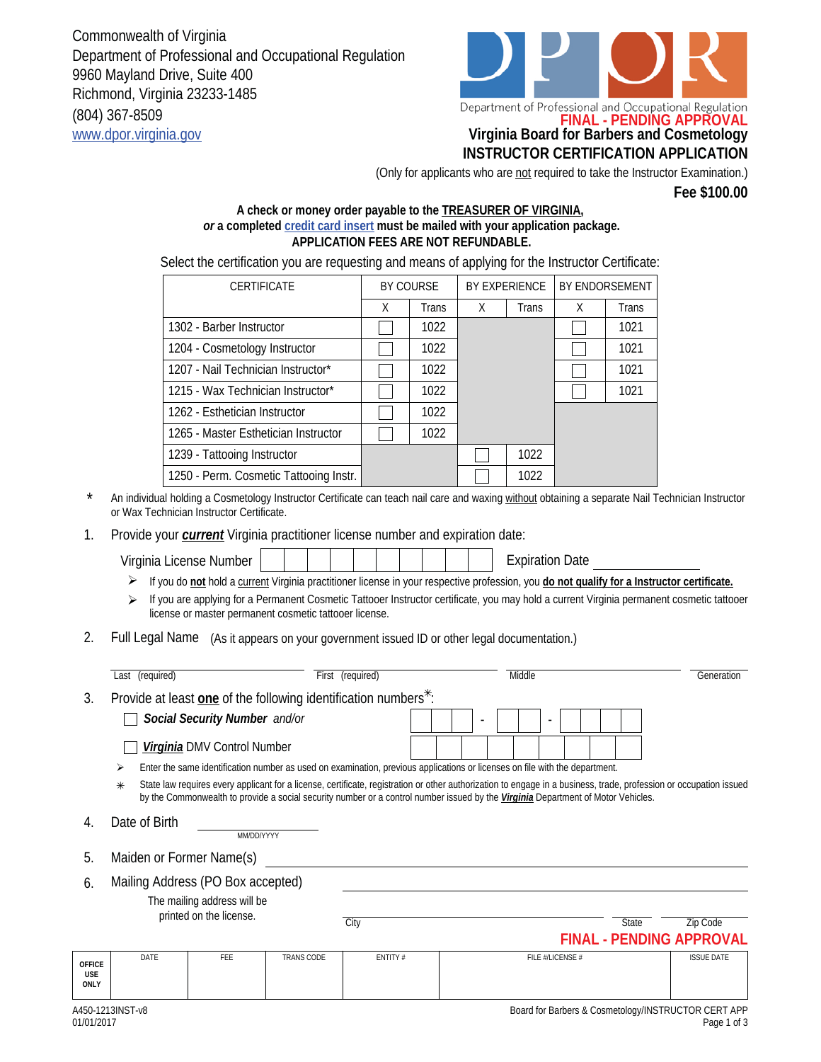Commonwealth of Virginia
Department of Professional and Occupational Regulation
9960 Mayland Drive, Suite 400
Richmond, Virginia 23233-1485
(804) 367-8509
www.dpor.virginia.gov

Department of Professional and Occupational Regulation

FINAL - PENDING APPROVAL

# Virginia Board for Barbers and Cosmetology
# INSTRUCTOR CERTIFICATION APPLICATION

(Only for applicants who are not required to take the Instructor Examination.)

**Fee $100.00**

**A check or money order payable to the TREASURER OF VIRGINIA,**
***or*** **a completed credit card insert must be mailed with your application package.**
**APPLICATION FEES ARE NOT REFUNDABLE.**

Select the certification you are requesting and means of applying for the Instructor Certificate:

| CERTIFICATE | BY COURSE | | BY EXPERIENCE | | BY ENDORSEMENT | |
|---|---|---|---|---|---|---|
| | X | Trans | X | Trans | X | Trans |
| 1302 - Barber Instructor | ☐ | 1022 | | | ☐ | 1021 |
| 1204 - Cosmetology Instructor | ☐ | 1022 | | | ☐ | 1021 |
| 1207 - Nail Technician Instructor* | ☐ | 1022 | | | ☐ | 1021 |
| 1215 - Wax Technician Instructor* | ☐ | 1022 | | | ☐ | 1021 |
| 1262 - Esthetician Instructor | ☐ | 1022 | | | | |
| 1265 - Master Esthetician Instructor | ☐ | 1022 | | | | |
| 1239 - Tattooing Instructor | | | ☐ | 1022 | | |
| 1250 - Perm. Cosmetic Tattooing Instr. | | | ☐ | 1022 | | |

\* An individual holding a Cosmetology Instructor Certificate can teach nail care and waxing without obtaining a separate Nail Technician Instructor or Wax Technician Instructor Certificate.

1. Provide your ***current*** Virginia practitioner license number and expiration date:

   Virginia License Number ☐☐☐☐☐☐☐☐☐☐ Expiration Date \_\_\_\_\_\_\_\_\_\_

   - If you do **not** hold a current Virginia practitioner license in your respective profession, you **do not qualify for a Instructor certificate.**
   - If you are applying for a Permanent Cosmetic Tattooer Instructor certificate, you may hold a current Virginia permanent cosmetic tattooer license or master permanent cosmetic tattooer license.

2. Full Legal Name (As it appears on your government issued ID or other legal documentation.)

   \_\_\_\_\_\_\_\_\_\_ Last (required) \_\_\_\_\_\_\_\_\_\_ First (required) \_\_\_\_\_\_\_\_\_\_ Middle \_\_\_\_\_\_\_\_\_\_ Generation

3. Provide at least **one** of the following identification numbers✳:

   ☐ ***Social Security Number*** *and/or* ☐☐☐ - ☐☐ - ☐☐☐☐

   ☐ ***Virginia*** DMV Control Number ☐☐☐☐☐☐☐☐☐

   - Enter the same identification number as used on examination, previous applications or licenses on file with the department.

   ✳ State law requires every applicant for a license, certificate, registration or other authorization to engage in a business, trade, profession or occupation issued by the Commonwealth to provide a social security number or a control number issued by the ***Virginia*** Department of Motor Vehicles.

4. Date of Birth \_\_\_\_\_\_\_\_\_\_ MM/DD/YYYY

5. Maiden or Former Name(s) \_\_\_\_\_\_\_\_\_\_

6. Mailing Address (PO Box accepted) \_\_\_\_\_\_\_\_\_\_

   The mailing address will be printed on the license.

   \_\_\_\_\_\_\_\_\_\_ City \_\_\_\_\_\_\_\_\_\_ State \_\_\_\_\_\_\_\_\_\_ Zip Code

FINAL - PENDING APPROVAL

| OFFICE USE ONLY | DATE | FEE | TRANS CODE | ENTITY # | FILE #/LICENSE # | ISSUE DATE |
|---|---|---|---|---|---|---|
| | | | | | | |

A450-1213INST-v8
01/01/2017

Board for Barbers & Cosmetology/INSTRUCTOR CERT APP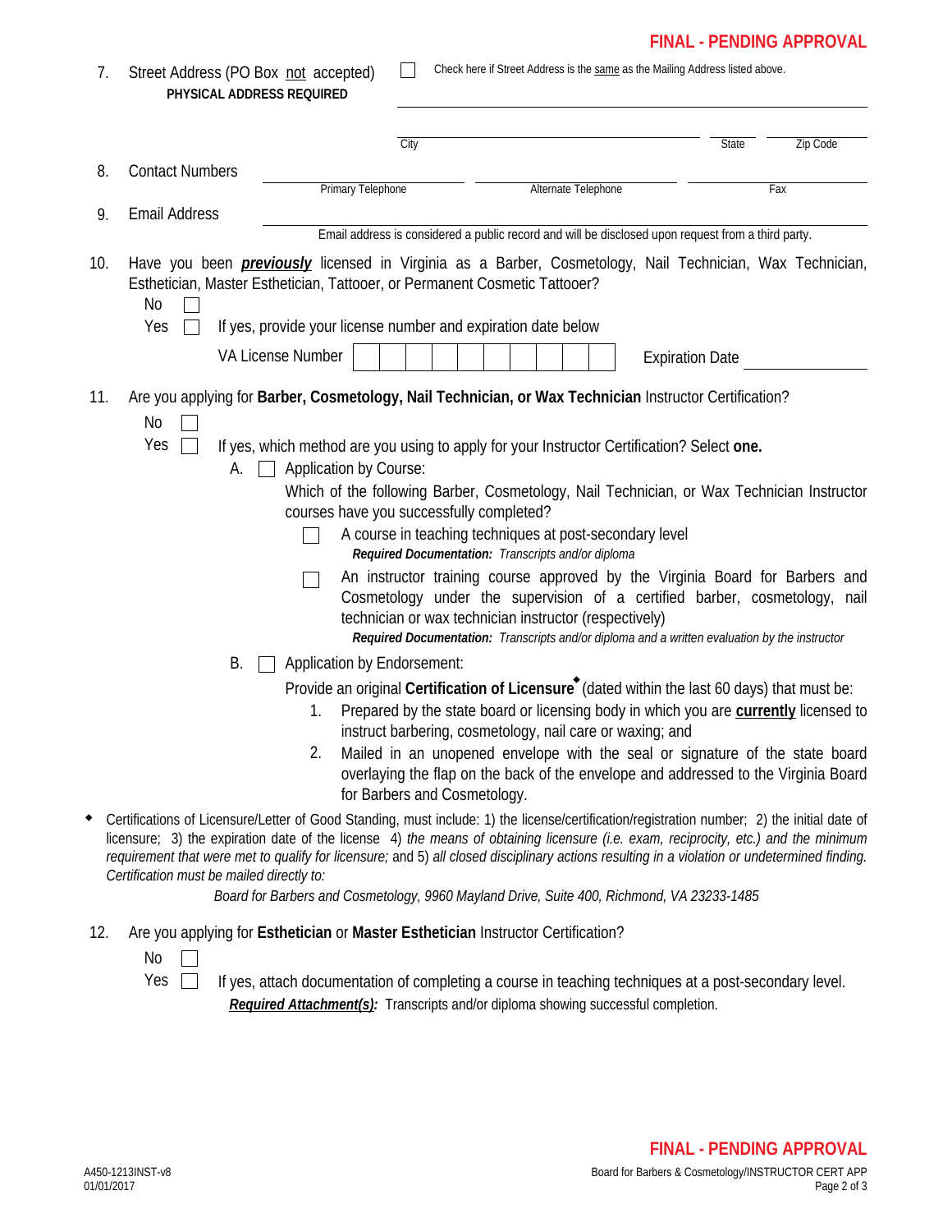**FINAL - PENDING APPROVAL**

7. Street Address (PO Box not accepted) **PHYSICAL ADDRESS REQUIRED**

☐ Check here if Street Address is the same as the Mailing Address listed above.

City _______________ State _____ Zip Code _____

8. Contact Numbers

Primary Telephone _______________ Alternate Telephone _______________ Fax _______________

9. Email Address _______________

Email address is considered a public record and will be disclosed upon request from a third party.

10. Have you been ***previously*** licensed in Virginia as a Barber, Cosmetology, Nail Technician, Wax Technician, Esthetician, Master Esthetician, Tattooer, or Permanent Cosmetic Tattooer?

   No ☐

   Yes ☐ If yes, provide your license number and expiration date below

   VA License Number ☐☐☐☐☐☐☐☐☐☐ Expiration Date _______________

11. Are you applying for **Barber, Cosmetology, Nail Technician, or Wax Technician** Instructor Certification?

   No ☐

   Yes ☐ If yes, which method are you using to apply for your Instructor Certification? Select **one.**

   A. ☐ Application by Course:

   Which of the following Barber, Cosmetology, Nail Technician, or Wax Technician Instructor courses have you successfully completed?

   ☐ A course in teaching techniques at post-secondary level
   ***Required Documentation:*** *Transcripts and/or diploma*

   ☐ An instructor training course approved by the Virginia Board for Barbers and Cosmetology under the supervision of a certified barber, cosmetology, nail technician or wax technician instructor (respectively)
   ***Required Documentation:*** *Transcripts and/or diploma and a written evaluation by the instructor*

   B. ☐ Application by Endorsement:

   Provide an original **Certification of Licensure**◆ (dated within the last 60 days) that must be:

   1. Prepared by the state board or licensing body in which you are **currently** licensed to instruct barbering, cosmetology, nail care or waxing; and
   2. Mailed in an unopened envelope with the seal or signature of the state board overlaying the flap on the back of the envelope and addressed to the Virginia Board for Barbers and Cosmetology.

◆ Certifications of Licensure/Letter of Good Standing, must include: 1) the license/certification/registration number; 2) the initial date of licensure; 3) the expiration date of the license 4) *the means of obtaining licensure (i.e. exam, reciprocity, etc.) and the minimum requirement that were met to qualify for licensure;* and 5) *all closed disciplinary actions resulting in a violation or undetermined finding. Certification must be mailed directly to:*

*Board for Barbers and Cosmetology, 9960 Mayland Drive, Suite 400, Richmond, VA 23233-1485*

12. Are you applying for **Esthetician** or **Master Esthetician** Instructor Certification?

   No ☐

   Yes ☐ If yes, attach documentation of completing a course in teaching techniques at a post-secondary level.

   ***Required Attachment(s):*** Transcripts and/or diploma showing successful completion.

**FINAL - PENDING APPROVAL**

A450-1213INST-v8
01/01/2017

Board for Barbers & Cosmetology/INSTRUCTOR CERT APP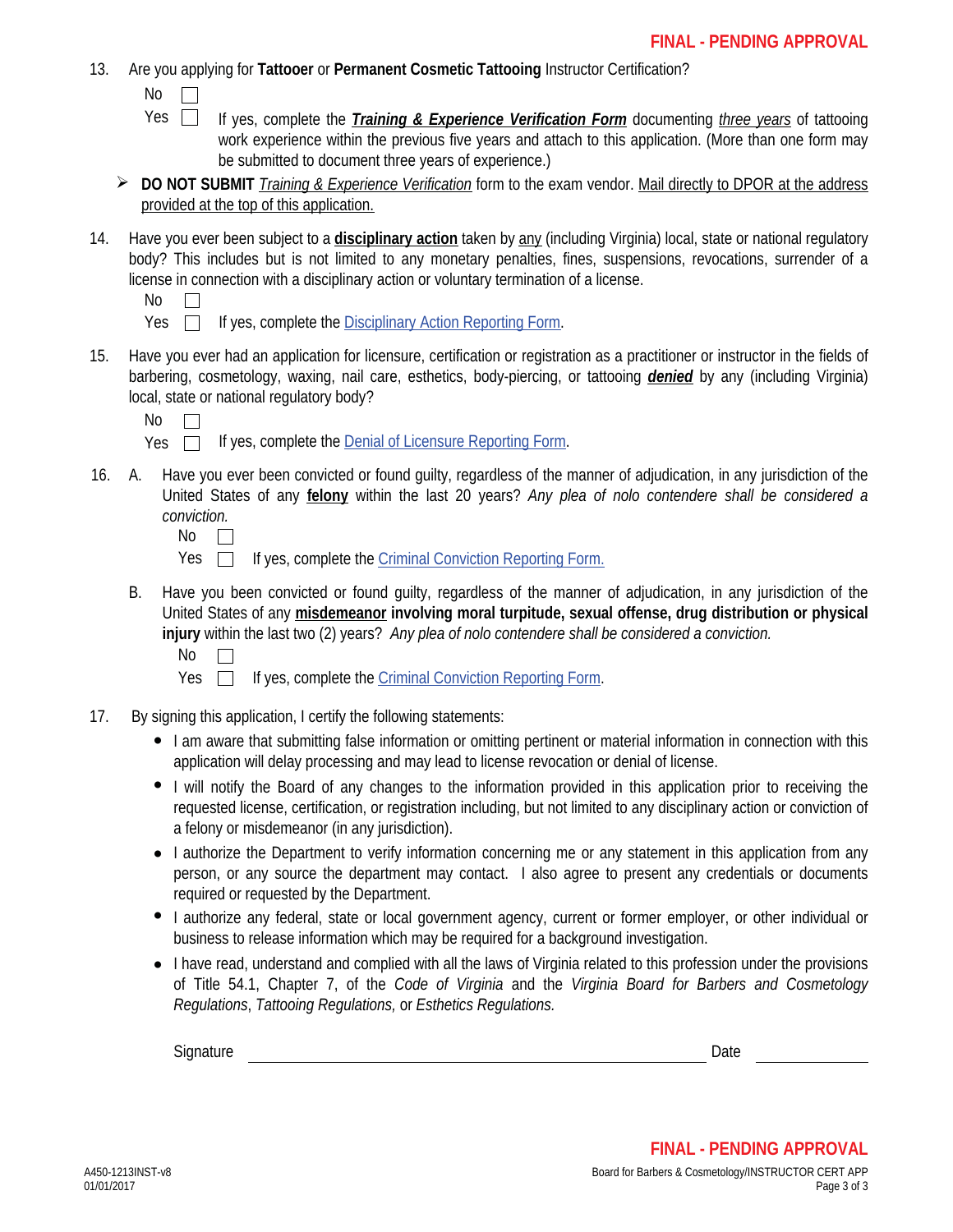13. Are you applying for **Tattooer** or **Permanent Cosmetic Tattooing** Instructor Certification?

    No ☐

    Yes ☐ If yes, complete the ***Training & Experience Verification Form*** documenting *three years* of tattooing work experience within the previous five years and attach to this application. (More than one form may be submitted to document three years of experience.)

- **DO NOT SUBMIT** *Training & Experience Verification* form to the exam vendor. Mail directly to DPOR at the address provided at the top of this application.

14. Have you ever been subject to a **disciplinary action** taken by any (including Virginia) local, state or national regulatory body? This includes but is not limited to any monetary penalties, fines, suspensions, revocations, surrender of a license in connection with a disciplinary action or voluntary termination of a license.

    No ☐

    Yes ☐ If yes, complete the Disciplinary Action Reporting Form.

15. Have you ever had an application for licensure, certification or registration as a practitioner or instructor in the fields of barbering, cosmetology, waxing, nail care, esthetics, body-piercing, or tattooing ***denied*** by any (including Virginia) local, state or national regulatory body?

    No ☐

    Yes ☐ If yes, complete the Denial of Licensure Reporting Form.

16. A. Have you ever been convicted or found guilty, regardless of the manner of adjudication, in any jurisdiction of the United States of any **felony** within the last 20 years? *Any plea of nolo contendere shall be considered a conviction.*

    No ☐

    Yes ☐ If yes, complete the Criminal Conviction Reporting Form.

    B. Have you been convicted or found guilty, regardless of the manner of adjudication, in any jurisdiction of the United States of any **misdemeanor involving moral turpitude, sexual offense, drug distribution or physical injury** within the last two (2) years? *Any plea of nolo contendere shall be considered a conviction.*

    No ☐

    Yes ☐ If yes, complete the Criminal Conviction Reporting Form.

17. By signing this application, I certify the following statements:

    - I am aware that submitting false information or omitting pertinent or material information in connection with this application will delay processing and may lead to license revocation or denial of license.
    - I will notify the Board of any changes to the information provided in this application prior to receiving the requested license, certification, or registration including, but not limited to any disciplinary action or conviction of a felony or misdemeanor (in any jurisdiction).
    - I authorize the Department to verify information concerning me or any statement in this application from any person, or any source the department may contact. I also agree to present any credentials or documents required or requested by the Department.
    - I authorize any federal, state or local government agency, current or former employer, or other individual or business to release information which may be required for a background investigation.
    - I have read, understand and complied with all the laws of Virginia related to this profession under the provisions of Title 54.1, Chapter 7, of the *Code of Virginia* and the *Virginia Board for Barbers and Cosmetology Regulations*, *Tattooing Regulations,* or *Esthetics Regulations.*

    Signature ______________________________ Date ____________

FINAL - PENDING APPROVAL

A450-1213INST-v8
01/01/2017

Board for Barbers & Cosmetology/INSTRUCTOR CERT APP